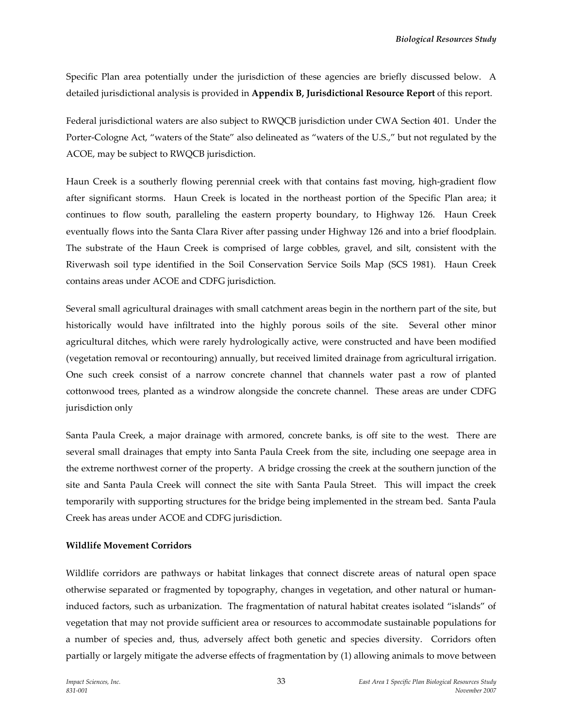Specific Plan area potentially under the jurisdiction of these agencies are briefly discussed below. A detailed jurisdictional analysis is provided in **Appendix B, Jurisdictional Resource Report** of this report.

Federal jurisdictional waters are also subject to RWQCB jurisdiction under CWA Section 401. Under the Porter-Cologne Act, "waters of the State" also delineated as "waters of the U.S.," but not regulated by the ACOE, may be subject to RWQCB jurisdiction.

Haun Creek is a southerly flowing perennial creek with that contains fast moving, high-gradient flow after significant storms. Haun Creek is located in the northeast portion of the Specific Plan area; it continues to flow south, paralleling the eastern property boundary, to Highway 126. Haun Creek eventually flows into the Santa Clara River after passing under Highway 126 and into a brief floodplain. The substrate of the Haun Creek is comprised of large cobbles, gravel, and silt, consistent with the Riverwash soil type identified in the Soil Conservation Service Soils Map (SCS 1981). Haun Creek contains areas under ACOE and CDFG jurisdiction.

Several small agricultural drainages with small catchment areas begin in the northern part of the site, but historically would have infiltrated into the highly porous soils of the site. Several other minor agricultural ditches, which were rarely hydrologically active, were constructed and have been modified (vegetation removal or recontouring) annually, but received limited drainage from agricultural irrigation. One such creek consist of a narrow concrete channel that channels water past a row of planted cottonwood trees, planted as a windrow alongside the concrete channel. These areas are under CDFG jurisdiction only

Santa Paula Creek, a major drainage with armored, concrete banks, is off site to the west. There are several small drainages that empty into Santa Paula Creek from the site, including one seepage area in the extreme northwest corner of the property. A bridge crossing the creek at the southern junction of the site and Santa Paula Creek will connect the site with Santa Paula Street. This will impact the creek temporarily with supporting structures for the bridge being implemented in the stream bed. Santa Paula Creek has areas under ACOE and CDFG jurisdiction.

**Wildlife Movement Corridors**

Wildlife corridors are pathways or habitat linkages that connect discrete areas of natural open space otherwise separated or fragmented by topography, changes in vegetation, and other natural or human-induced factors, such as urbanization. The fragmentation of natural habitat creates isolated "islands" of vegetation that may not provide sufficient area or resources to accommodate sustainable populations for a number of species and, thus, adversely affect both genetic and species diversity. Corridors often partially or largely mitigate the adverse effects of fragmentation by (1) allowing animals to move between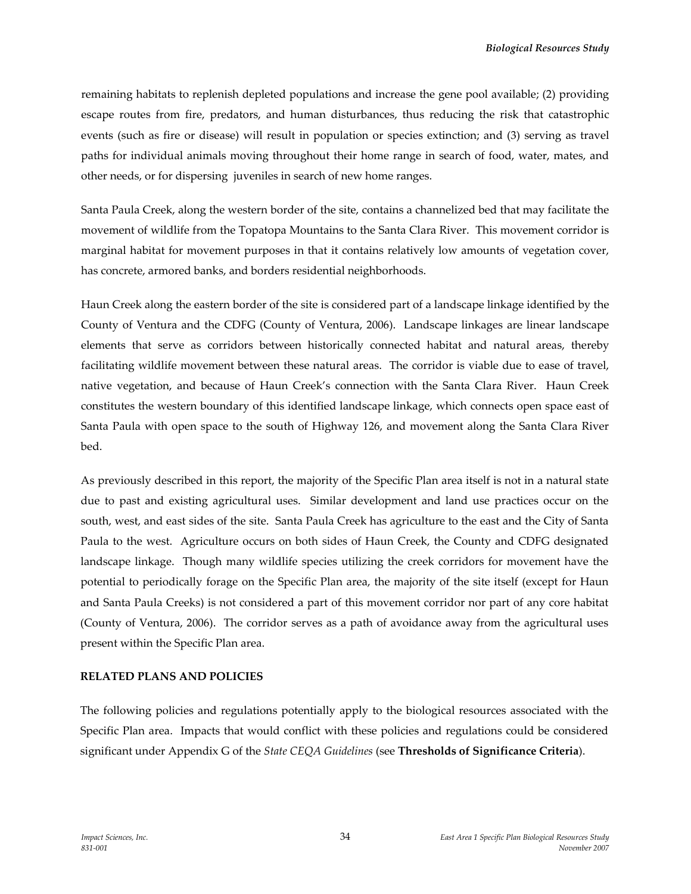remaining habitats to replenish depleted populations and increase the gene pool available; (2) providing escape routes from fire, predators, and human disturbances, thus reducing the risk that catastrophic events (such as fire or disease) will result in population or species extinction; and (3) serving as travel paths for individual animals moving throughout their home range in search of food, water, mates, and other needs, or for dispersing juveniles in search of new home ranges.

Santa Paula Creek, along the western border of the site, contains a channelized bed that may facilitate the movement of wildlife from the Topatopa Mountains to the Santa Clara River. This movement corridor is marginal habitat for movement purposes in that it contains relatively low amounts of vegetation cover, has concrete, armored banks, and borders residential neighborhoods.

Haun Creek along the eastern border of the site is considered part of a landscape linkage identified by the County of Ventura and the CDFG (County of Ventura, 2006). Landscape linkages are linear landscape elements that serve as corridors between historically connected habitat and natural areas, thereby facilitating wildlife movement between these natural areas. The corridor is viable due to ease of travel, native vegetation, and because of Haun Creek's connection with the Santa Clara River. Haun Creek constitutes the western boundary of this identified landscape linkage, which connects open space east of Santa Paula with open space to the south of Highway 126, and movement along the Santa Clara River bed.

As previously described in this report, the majority of the Specific Plan area itself is not in a natural state due to past and existing agricultural uses. Similar development and land use practices occur on the south, west, and east sides of the site. Santa Paula Creek has agriculture to the east and the City of Santa Paula to the west. Agriculture occurs on both sides of Haun Creek, the County and CDFG designated landscape linkage. Though many wildlife species utilizing the creek corridors for movement have the potential to periodically forage on the Specific Plan area, the majority of the site itself (except for Haun and Santa Paula Creeks) is not considered a part of this movement corridor nor part of any core habitat (County of Ventura, 2006). The corridor serves as a path of avoidance away from the agricultural uses present within the Specific Plan area.

## RELATED PLANS AND POLICIES

The following policies and regulations potentially apply to the biological resources associated with the Specific Plan area. Impacts that would conflict with these policies and regulations could be considered significant under Appendix G of the *State CEQA Guidelines* (see **Thresholds of Significance Criteria**).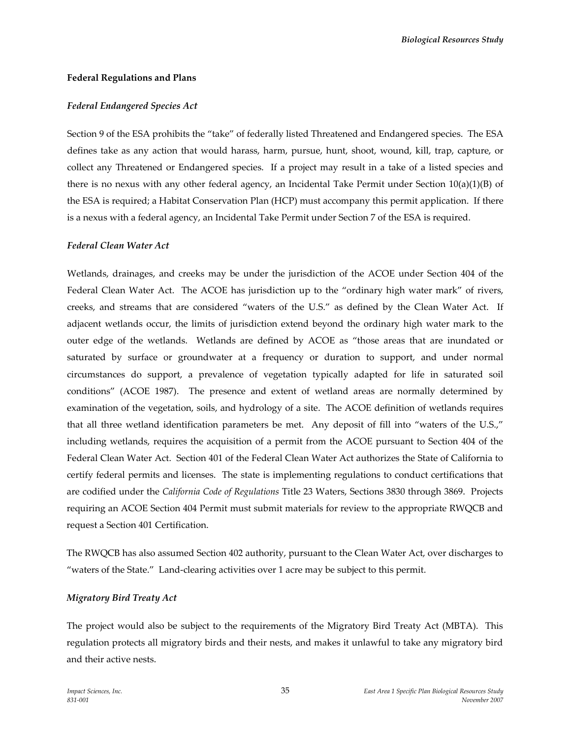**Federal Regulations and Plans**

***Federal Endangered Species Act***

Section 9 of the ESA prohibits the "take" of federally listed Threatened and Endangered species. The ESA defines take as any action that would harass, harm, pursue, hunt, shoot, wound, kill, trap, capture, or collect any Threatened or Endangered species. If a project may result in a take of a listed species and there is no nexus with any other federal agency, an Incidental Take Permit under Section 10(a)(1)(B) of the ESA is required; a Habitat Conservation Plan (HCP) must accompany this permit application. If there is a nexus with a federal agency, an Incidental Take Permit under Section 7 of the ESA is required.

***Federal Clean Water Act***

Wetlands, drainages, and creeks may be under the jurisdiction of the ACOE under Section 404 of the Federal Clean Water Act. The ACOE has jurisdiction up to the "ordinary high water mark" of rivers, creeks, and streams that are considered "waters of the U.S." as defined by the Clean Water Act. If adjacent wetlands occur, the limits of jurisdiction extend beyond the ordinary high water mark to the outer edge of the wetlands. Wetlands are defined by ACOE as "those areas that are inundated or saturated by surface or groundwater at a frequency or duration to support, and under normal circumstances do support, a prevalence of vegetation typically adapted for life in saturated soil conditions" (ACOE 1987). The presence and extent of wetland areas are normally determined by examination of the vegetation, soils, and hydrology of a site. The ACOE definition of wetlands requires that all three wetland identification parameters be met. Any deposit of fill into "waters of the U.S.," including wetlands, requires the acquisition of a permit from the ACOE pursuant to Section 404 of the Federal Clean Water Act. Section 401 of the Federal Clean Water Act authorizes the State of California to certify federal permits and licenses. The state is implementing regulations to conduct certifications that are codified under the *California Code of Regulations* Title 23 Waters, Sections 3830 through 3869. Projects requiring an ACOE Section 404 Permit must submit materials for review to the appropriate RWQCB and request a Section 401 Certification.

The RWQCB has also assumed Section 402 authority, pursuant to the Clean Water Act, over discharges to "waters of the State." Land-clearing activities over 1 acre may be subject to this permit.

***Migratory Bird Treaty Act***

The project would also be subject to the requirements of the Migratory Bird Treaty Act (MBTA). This regulation protects all migratory birds and their nests, and makes it unlawful to take any migratory bird and their active nests.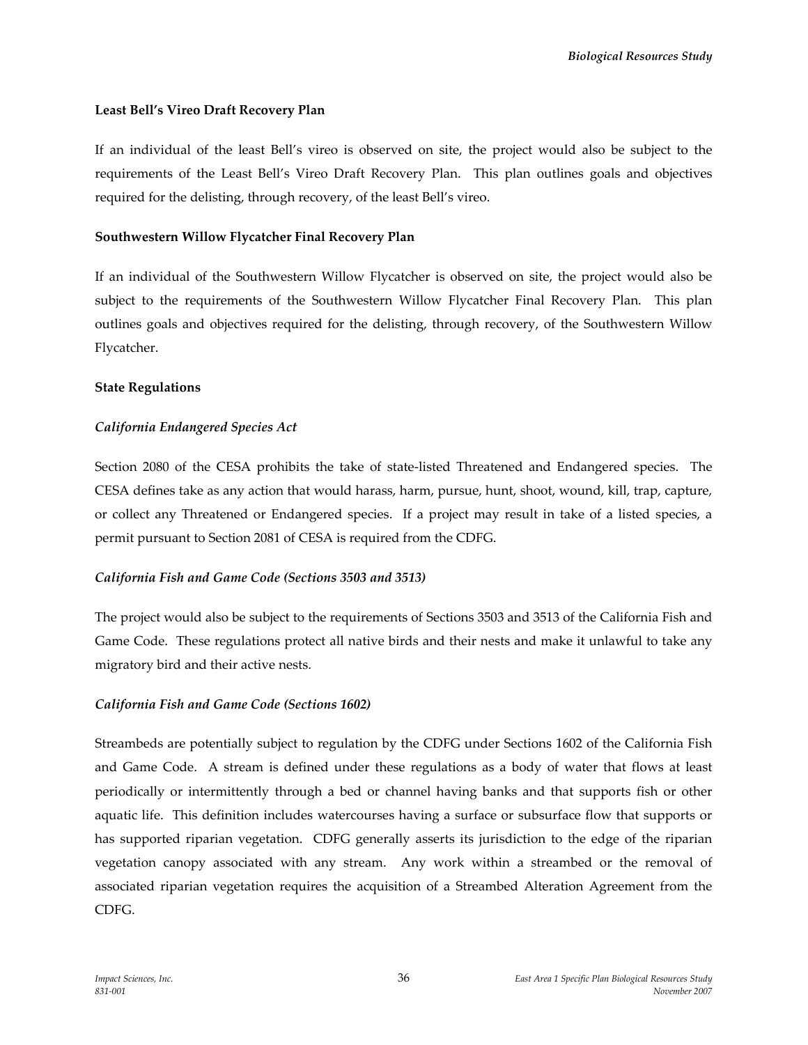**Least Bell's Vireo Draft Recovery Plan**

If an individual of the least Bell's vireo is observed on site, the project would also be subject to the requirements of the Least Bell's Vireo Draft Recovery Plan. This plan outlines goals and objectives required for the delisting, through recovery, of the least Bell's vireo.

**Southwestern Willow Flycatcher Final Recovery Plan**

If an individual of the Southwestern Willow Flycatcher is observed on site, the project would also be subject to the requirements of the Southwestern Willow Flycatcher Final Recovery Plan. This plan outlines goals and objectives required for the delisting, through recovery, of the Southwestern Willow Flycatcher.

**State Regulations**

***California Endangered Species Act***

Section 2080 of the CESA prohibits the take of state-listed Threatened and Endangered species. The CESA defines take as any action that would harass, harm, pursue, hunt, shoot, wound, kill, trap, capture, or collect any Threatened or Endangered species. If a project may result in take of a listed species, a permit pursuant to Section 2081 of CESA is required from the CDFG.

***California Fish and Game Code (Sections 3503 and 3513)***

The project would also be subject to the requirements of Sections 3503 and 3513 of the California Fish and Game Code. These regulations protect all native birds and their nests and make it unlawful to take any migratory bird and their active nests.

***California Fish and Game Code (Sections 1602)***

Streambeds are potentially subject to regulation by the CDFG under Sections 1602 of the California Fish and Game Code. A stream is defined under these regulations as a body of water that flows at least periodically or intermittently through a bed or channel having banks and that supports fish or other aquatic life. This definition includes watercourses having a surface or subsurface flow that supports or has supported riparian vegetation. CDFG generally asserts its jurisdiction to the edge of the riparian vegetation canopy associated with any stream. Any work within a streambed or the removal of associated riparian vegetation requires the acquisition of a Streambed Alteration Agreement from the CDFG.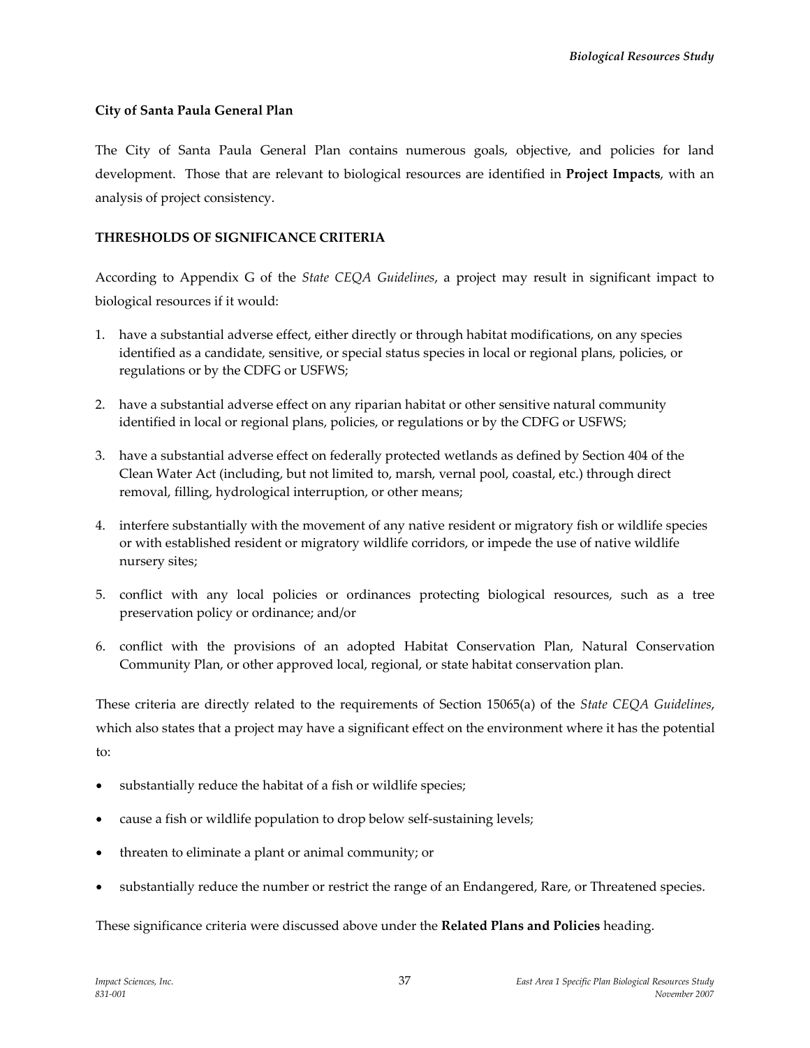**City of Santa Paula General Plan**

The City of Santa Paula General Plan contains numerous goals, objective, and policies for land development. Those that are relevant to biological resources are identified in **Project Impacts**, with an analysis of project consistency.

**THRESHOLDS OF SIGNIFICANCE CRITERIA**

According to Appendix G of the *State CEQA Guidelines*, a project may result in significant impact to biological resources if it would:

1. have a substantial adverse effect, either directly or through habitat modifications, on any species identified as a candidate, sensitive, or special status species in local or regional plans, policies, or regulations or by the CDFG or USFWS;

2. have a substantial adverse effect on any riparian habitat or other sensitive natural community identified in local or regional plans, policies, or regulations or by the CDFG or USFWS;

3. have a substantial adverse effect on federally protected wetlands as defined by Section 404 of the Clean Water Act (including, but not limited to, marsh, vernal pool, coastal, etc.) through direct removal, filling, hydrological interruption, or other means;

4. interfere substantially with the movement of any native resident or migratory fish or wildlife species or with established resident or migratory wildlife corridors, or impede the use of native wildlife nursery sites;

5. conflict with any local policies or ordinances protecting biological resources, such as a tree preservation policy or ordinance; and/or

6. conflict with the provisions of an adopted Habitat Conservation Plan, Natural Conservation Community Plan, or other approved local, regional, or state habitat conservation plan.

These criteria are directly related to the requirements of Section 15065(a) of the *State CEQA Guidelines*, which also states that a project may have a significant effect on the environment where it has the potential to:

- substantially reduce the habitat of a fish or wildlife species;
- cause a fish or wildlife population to drop below self-sustaining levels;
- threaten to eliminate a plant or animal community; or
- substantially reduce the number or restrict the range of an Endangered, Rare, or Threatened species.

These significance criteria were discussed above under the **Related Plans and Policies** heading.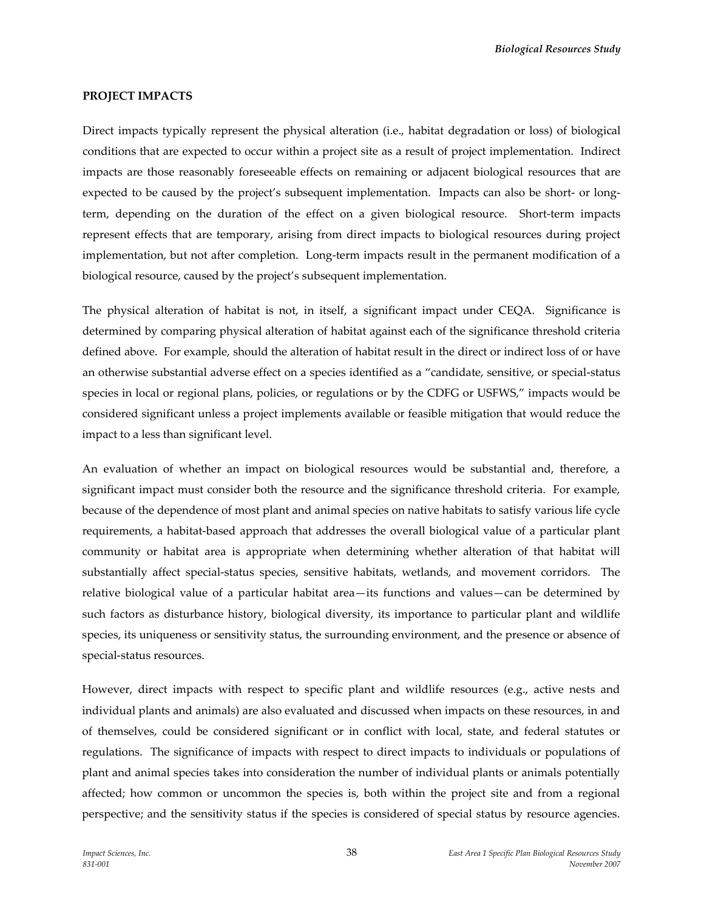**PROJECT IMPACTS**

Direct impacts typically represent the physical alteration (i.e., habitat degradation or loss) of biological conditions that are expected to occur within a project site as a result of project implementation. Indirect impacts are those reasonably foreseeable effects on remaining or adjacent biological resources that are expected to be caused by the project's subsequent implementation. Impacts can also be short- or long-term, depending on the duration of the effect on a given biological resource. Short-term impacts represent effects that are temporary, arising from direct impacts to biological resources during project implementation, but not after completion. Long-term impacts result in the permanent modification of a biological resource, caused by the project's subsequent implementation.

The physical alteration of habitat is not, in itself, a significant impact under CEQA. Significance is determined by comparing physical alteration of habitat against each of the significance threshold criteria defined above. For example, should the alteration of habitat result in the direct or indirect loss of or have an otherwise substantial adverse effect on a species identified as a "candidate, sensitive, or special-status species in local or regional plans, policies, or regulations or by the CDFG or USFWS," impacts would be considered significant unless a project implements available or feasible mitigation that would reduce the impact to a less than significant level.

An evaluation of whether an impact on biological resources would be substantial and, therefore, a significant impact must consider both the resource and the significance threshold criteria. For example, because of the dependence of most plant and animal species on native habitats to satisfy various life cycle requirements, a habitat-based approach that addresses the overall biological value of a particular plant community or habitat area is appropriate when determining whether alteration of that habitat will substantially affect special-status species, sensitive habitats, wetlands, and movement corridors. The relative biological value of a particular habitat area—its functions and values—can be determined by such factors as disturbance history, biological diversity, its importance to particular plant and wildlife species, its uniqueness or sensitivity status, the surrounding environment, and the presence or absence of special-status resources.

However, direct impacts with respect to specific plant and wildlife resources (e.g., active nests and individual plants and animals) are also evaluated and discussed when impacts on these resources, in and of themselves, could be considered significant or in conflict with local, state, and federal statutes or regulations. The significance of impacts with respect to direct impacts to individuals or populations of plant and animal species takes into consideration the number of individual plants or animals potentially affected; how common or uncommon the species is, both within the project site and from a regional perspective; and the sensitivity status if the species is considered of special status by resource agencies.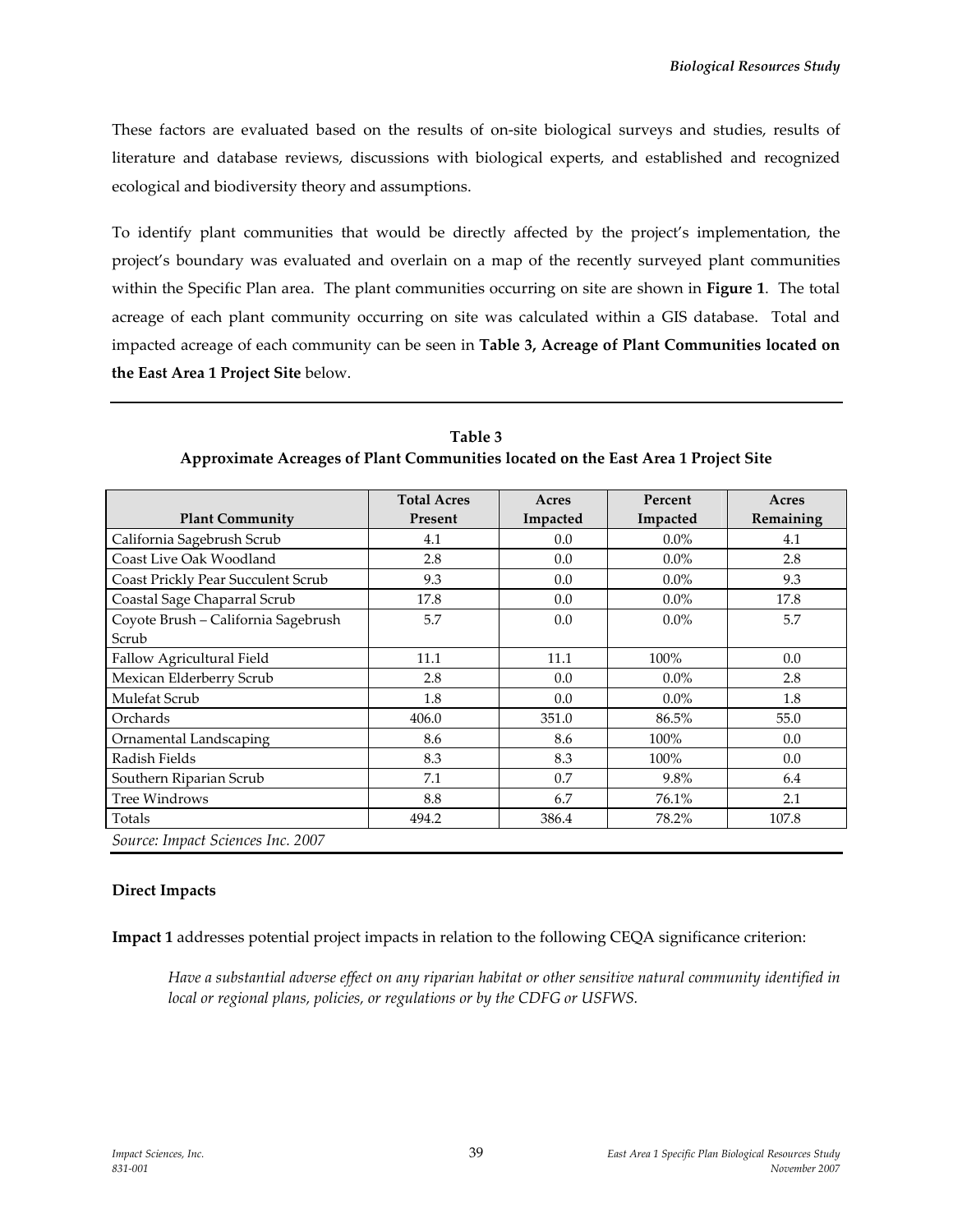These factors are evaluated based on the results of on-site biological surveys and studies, results of literature and database reviews, discussions with biological experts, and established and recognized ecological and biodiversity theory and assumptions.

To identify plant communities that would be directly affected by the project's implementation, the project's boundary was evaluated and overlain on a map of the recently surveyed plant communities within the Specific Plan area. The plant communities occurring on site are shown in **Figure 1**. The total acreage of each plant community occurring on site was calculated within a GIS database. Total and impacted acreage of each community can be seen in **Table 3, Acreage of Plant Communities located on the East Area 1 Project Site** below.

**Table 3**
**Approximate Acreages of Plant Communities located on the East Area 1 Project Site**

| Plant Community | Total Acres Present | Acres Impacted | Percent Impacted | Acres Remaining |
|---|---|---|---|---|
| California Sagebrush Scrub | 4.1 | 0.0 | 0.0% | 4.1 |
| Coast Live Oak Woodland | 2.8 | 0.0 | 0.0% | 2.8 |
| Coast Prickly Pear Succulent Scrub | 9.3 | 0.0 | 0.0% | 9.3 |
| Coastal Sage Chaparral Scrub | 17.8 | 0.0 | 0.0% | 17.8 |
| Coyote Brush – California Sagebrush Scrub | 5.7 | 0.0 | 0.0% | 5.7 |
| Fallow Agricultural Field | 11.1 | 11.1 | 100% | 0.0 |
| Mexican Elderberry Scrub | 2.8 | 0.0 | 0.0% | 2.8 |
| Mulefat Scrub | 1.8 | 0.0 | 0.0% | 1.8 |
| Orchards | 406.0 | 351.0 | 86.5% | 55.0 |
| Ornamental Landscaping | 8.6 | 8.6 | 100% | 0.0 |
| Radish Fields | 8.3 | 8.3 | 100% | 0.0 |
| Southern Riparian Scrub | 7.1 | 0.7 | 9.8% | 6.4 |
| Tree Windrows | 8.8 | 6.7 | 76.1% | 2.1 |
| Totals | 494.2 | 386.4 | 78.2% | 107.8 |

*Source: Impact Sciences Inc. 2007*

### Direct Impacts

**Impact 1** addresses potential project impacts in relation to the following CEQA significance criterion:

> *Have a substantial adverse effect on any riparian habitat or other sensitive natural community identified in local or regional plans, policies, or regulations or by the CDFG or USFWS.*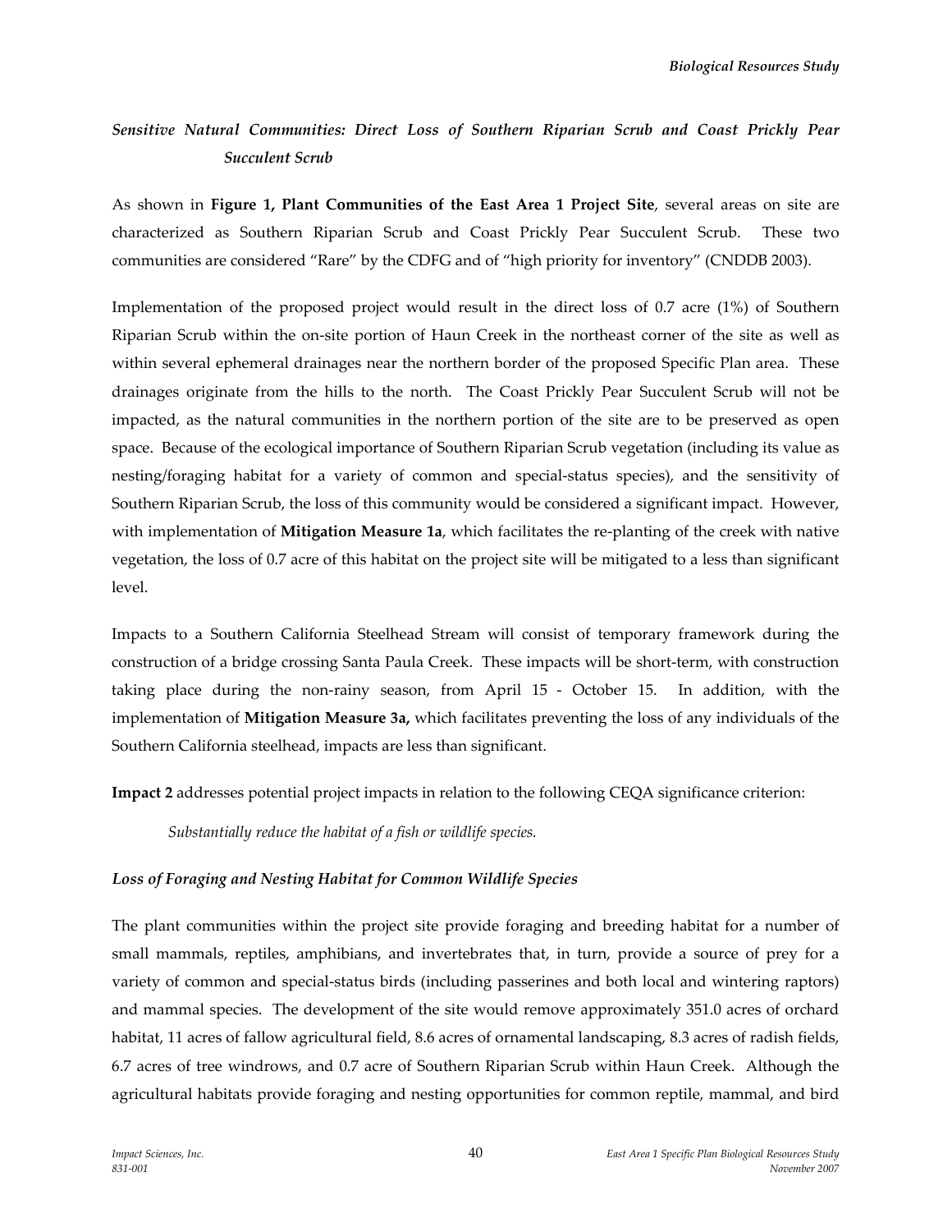*Sensitive Natural Communities: Direct Loss of Southern Riparian Scrub and Coast Prickly Pear Succulent Scrub*

As shown in **Figure 1, Plant Communities of the East Area 1 Project Site**, several areas on site are characterized as Southern Riparian Scrub and Coast Prickly Pear Succulent Scrub. These two communities are considered "Rare" by the CDFG and of "high priority for inventory" (CNDDB 2003).

Implementation of the proposed project would result in the direct loss of 0.7 acre (1%) of Southern Riparian Scrub within the on-site portion of Haun Creek in the northeast corner of the site as well as within several ephemeral drainages near the northern border of the proposed Specific Plan area. These drainages originate from the hills to the north. The Coast Prickly Pear Succulent Scrub will not be impacted, as the natural communities in the northern portion of the site are to be preserved as open space. Because of the ecological importance of Southern Riparian Scrub vegetation (including its value as nesting/foraging habitat for a variety of common and special-status species), and the sensitivity of Southern Riparian Scrub, the loss of this community would be considered a significant impact. However, with implementation of **Mitigation Measure 1a**, which facilitates the re-planting of the creek with native vegetation, the loss of 0.7 acre of this habitat on the project site will be mitigated to a less than significant level.

Impacts to a Southern California Steelhead Stream will consist of temporary framework during the construction of a bridge crossing Santa Paula Creek. These impacts will be short-term, with construction taking place during the non-rainy season, from April 15 - October 15. In addition, with the implementation of **Mitigation Measure 3a,** which facilitates preventing the loss of any individuals of the Southern California steelhead, impacts are less than significant.

**Impact 2** addresses potential project impacts in relation to the following CEQA significance criterion:

> *Substantially reduce the habitat of a fish or wildlife species.*

***Loss of Foraging and Nesting Habitat for Common Wildlife Species***

The plant communities within the project site provide foraging and breeding habitat for a number of small mammals, reptiles, amphibians, and invertebrates that, in turn, provide a source of prey for a variety of common and special-status birds (including passerines and both local and wintering raptors) and mammal species. The development of the site would remove approximately 351.0 acres of orchard habitat, 11 acres of fallow agricultural field, 8.6 acres of ornamental landscaping, 8.3 acres of radish fields, 6.7 acres of tree windrows, and 0.7 acre of Southern Riparian Scrub within Haun Creek. Although the agricultural habitats provide foraging and nesting opportunities for common reptile, mammal, and bird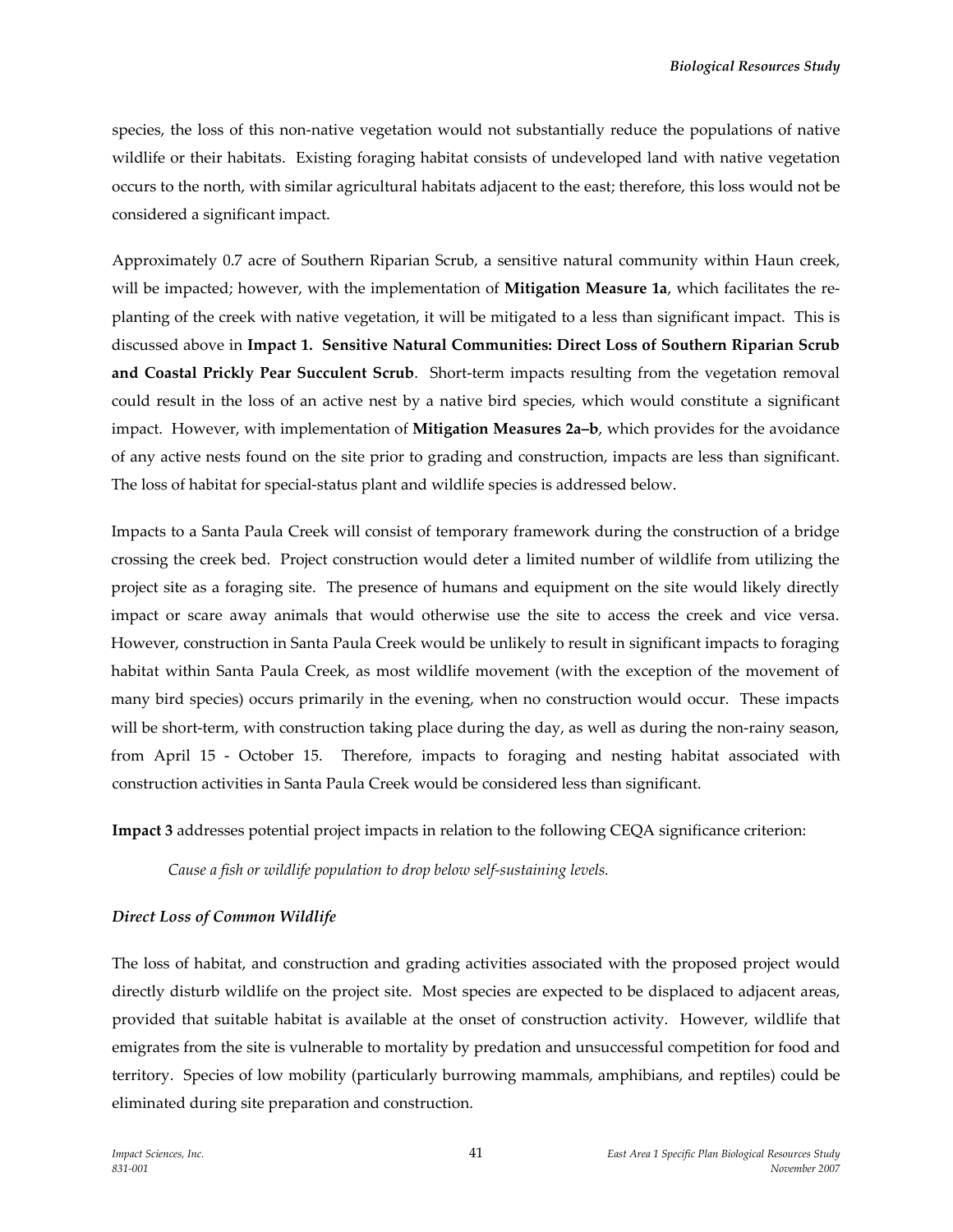species, the loss of this non-native vegetation would not substantially reduce the populations of native wildlife or their habitats. Existing foraging habitat consists of undeveloped land with native vegetation occurs to the north, with similar agricultural habitats adjacent to the east; therefore, this loss would not be considered a significant impact.

Approximately 0.7 acre of Southern Riparian Scrub, a sensitive natural community within Haun creek, will be impacted; however, with the implementation of **Mitigation Measure 1a**, which facilitates the re-planting of the creek with native vegetation, it will be mitigated to a less than significant impact. This is discussed above in **Impact 1. Sensitive Natural Communities: Direct Loss of Southern Riparian Scrub and Coastal Prickly Pear Succulent Scrub**. Short-term impacts resulting from the vegetation removal could result in the loss of an active nest by a native bird species, which would constitute a significant impact. However, with implementation of **Mitigation Measures 2a–b**, which provides for the avoidance of any active nests found on the site prior to grading and construction, impacts are less than significant. The loss of habitat for special-status plant and wildlife species is addressed below.

Impacts to a Santa Paula Creek will consist of temporary framework during the construction of a bridge crossing the creek bed. Project construction would deter a limited number of wildlife from utilizing the project site as a foraging site. The presence of humans and equipment on the site would likely directly impact or scare away animals that would otherwise use the site to access the creek and vice versa. However, construction in Santa Paula Creek would be unlikely to result in significant impacts to foraging habitat within Santa Paula Creek, as most wildlife movement (with the exception of the movement of many bird species) occurs primarily in the evening, when no construction would occur. These impacts will be short-term, with construction taking place during the day, as well as during the non-rainy season, from April 15 - October 15. Therefore, impacts to foraging and nesting habitat associated with construction activities in Santa Paula Creek would be considered less than significant.

**Impact 3** addresses potential project impacts in relation to the following CEQA significance criterion:

> *Cause a fish or wildlife population to drop below self-sustaining levels.*

***Direct Loss of Common Wildlife***

The loss of habitat, and construction and grading activities associated with the proposed project would directly disturb wildlife on the project site. Most species are expected to be displaced to adjacent areas, provided that suitable habitat is available at the onset of construction activity. However, wildlife that emigrates from the site is vulnerable to mortality by predation and unsuccessful competition for food and territory. Species of low mobility (particularly burrowing mammals, amphibians, and reptiles) could be eliminated during site preparation and construction.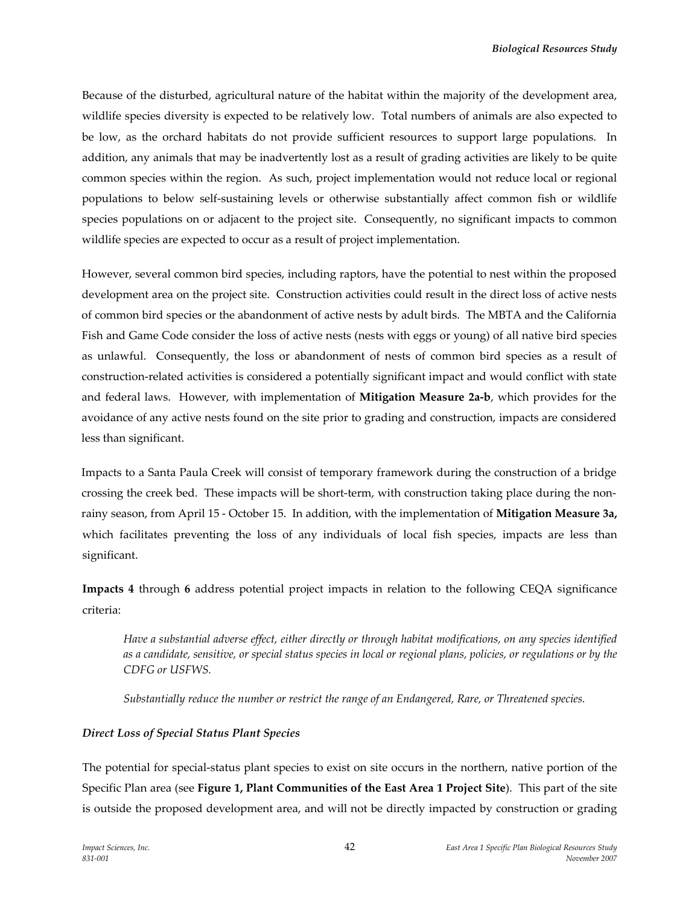Because of the disturbed, agricultural nature of the habitat within the majority of the development area, wildlife species diversity is expected to be relatively low. Total numbers of animals are also expected to be low, as the orchard habitats do not provide sufficient resources to support large populations. In addition, any animals that may be inadvertently lost as a result of grading activities are likely to be quite common species within the region. As such, project implementation would not reduce local or regional populations to below self-sustaining levels or otherwise substantially affect common fish or wildlife species populations on or adjacent to the project site. Consequently, no significant impacts to common wildlife species are expected to occur as a result of project implementation.

However, several common bird species, including raptors, have the potential to nest within the proposed development area on the project site. Construction activities could result in the direct loss of active nests of common bird species or the abandonment of active nests by adult birds. The MBTA and the California Fish and Game Code consider the loss of active nests (nests with eggs or young) of all native bird species as unlawful. Consequently, the loss or abandonment of nests of common bird species as a result of construction-related activities is considered a potentially significant impact and would conflict with state and federal laws. However, with implementation of **Mitigation Measure 2a-b**, which provides for the avoidance of any active nests found on the site prior to grading and construction, impacts are considered less than significant.

Impacts to a Santa Paula Creek will consist of temporary framework during the construction of a bridge crossing the creek bed. These impacts will be short-term, with construction taking place during the non-rainy season, from April 15 - October 15. In addition, with the implementation of **Mitigation Measure 3a,** which facilitates preventing the loss of any individuals of local fish species, impacts are less than significant.

**Impacts 4** through **6** address potential project impacts in relation to the following CEQA significance criteria:

> *Have a substantial adverse effect, either directly or through habitat modifications, on any species identified as a candidate, sensitive, or special status species in local or regional plans, policies, or regulations or by the CDFG or USFWS.*
>
> *Substantially reduce the number or restrict the range of an Endangered, Rare, or Threatened species.*

***Direct Loss of Special Status Plant Species***

The potential for special-status plant species to exist on site occurs in the northern, native portion of the Specific Plan area (see **Figure 1, Plant Communities of the East Area 1 Project Site**). This part of the site is outside the proposed development area, and will not be directly impacted by construction or grading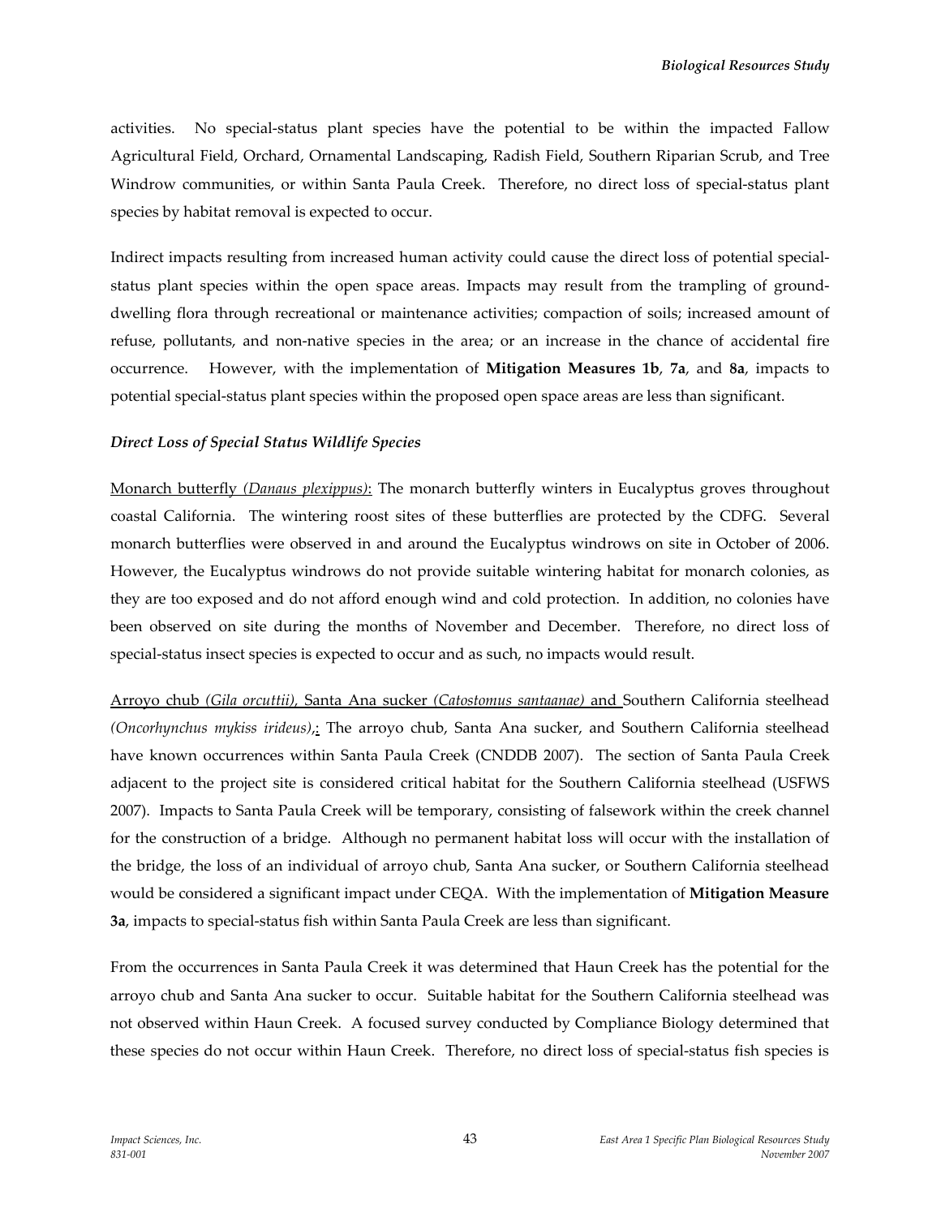activities. No special-status plant species have the potential to be within the impacted Fallow Agricultural Field, Orchard, Ornamental Landscaping, Radish Field, Southern Riparian Scrub, and Tree Windrow communities, or within Santa Paula Creek. Therefore, no direct loss of special-status plant species by habitat removal is expected to occur.

Indirect impacts resulting from increased human activity could cause the direct loss of potential special-status plant species within the open space areas. Impacts may result from the trampling of ground-dwelling flora through recreational or maintenance activities; compaction of soils; increased amount of refuse, pollutants, and non-native species in the area; or an increase in the chance of accidental fire occurrence. However, with the implementation of **Mitigation Measures 1b**, **7a**, and **8a**, impacts to potential special-status plant species within the proposed open space areas are less than significant.

***Direct Loss of Special Status Wildlife Species***

Monarch butterfly *(Danaus plexippus)*: The monarch butterfly winters in Eucalyptus groves throughout coastal California. The wintering roost sites of these butterflies are protected by the CDFG. Several monarch butterflies were observed in and around the Eucalyptus windrows on site in October of 2006. However, the Eucalyptus windrows do not provide suitable wintering habitat for monarch colonies, as they are too exposed and do not afford enough wind and cold protection. In addition, no colonies have been observed on site during the months of November and December. Therefore, no direct loss of special-status insect species is expected to occur and as such, no impacts would result.

Arroyo chub *(Gila orcuttii)*, Santa Ana sucker *(Catostomus santaanae)* and Southern California steelhead *(Oncorhynchus mykiss irideus)*,: The arroyo chub, Santa Ana sucker, and Southern California steelhead have known occurrences within Santa Paula Creek (CNDDB 2007). The section of Santa Paula Creek adjacent to the project site is considered critical habitat for the Southern California steelhead (USFWS 2007). Impacts to Santa Paula Creek will be temporary, consisting of falsework within the creek channel for the construction of a bridge. Although no permanent habitat loss will occur with the installation of the bridge, the loss of an individual of arroyo chub, Santa Ana sucker, or Southern California steelhead would be considered a significant impact under CEQA. With the implementation of **Mitigation Measure 3a**, impacts to special-status fish within Santa Paula Creek are less than significant.

From the occurrences in Santa Paula Creek it was determined that Haun Creek has the potential for the arroyo chub and Santa Ana sucker to occur. Suitable habitat for the Southern California steelhead was not observed within Haun Creek. A focused survey conducted by Compliance Biology determined that these species do not occur within Haun Creek. Therefore, no direct loss of special-status fish species is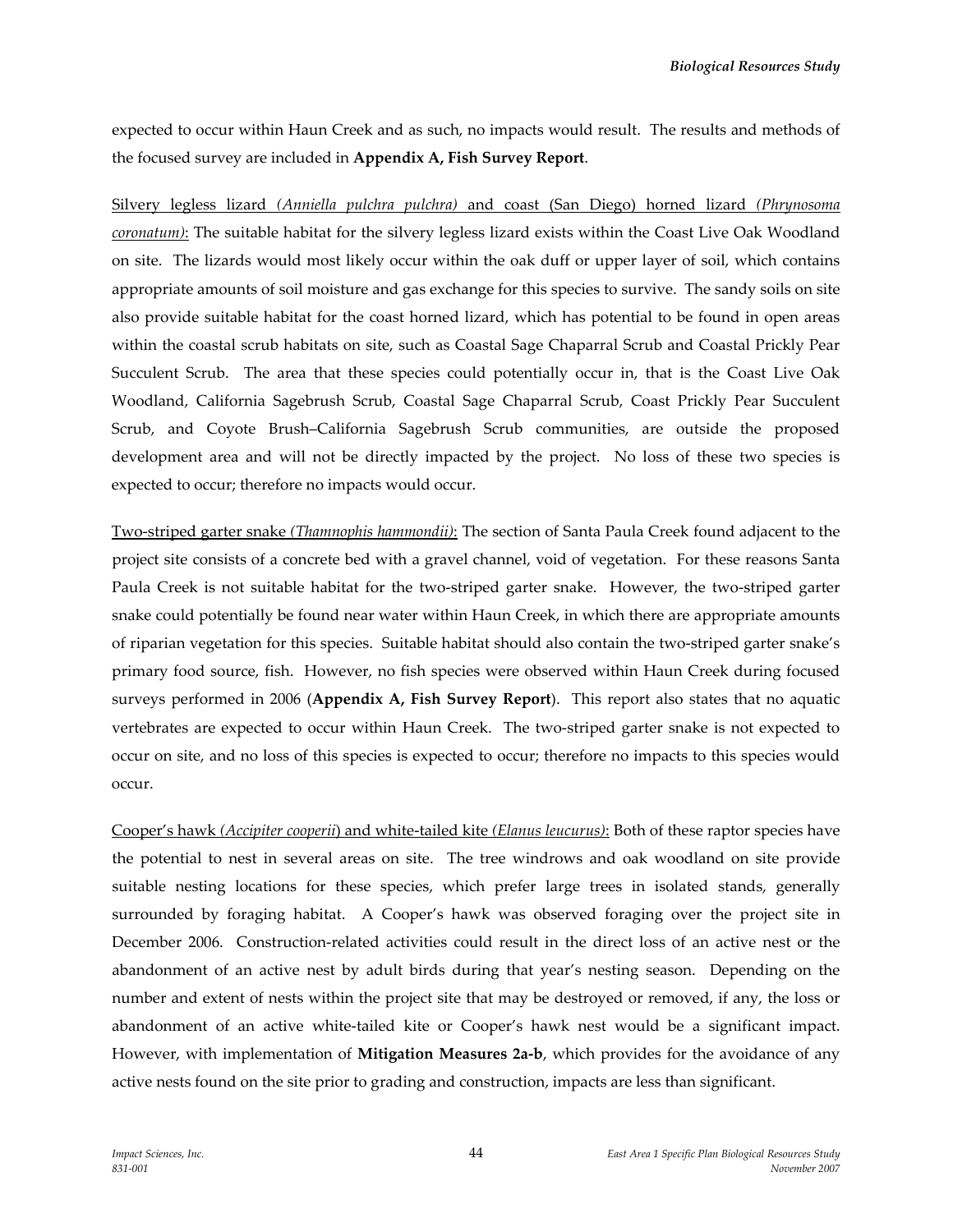expected to occur within Haun Creek and as such, no impacts would result. The results and methods of the focused survey are included in **Appendix A, Fish Survey Report**.

Silvery legless lizard *(Anniella pulchra pulchra)* and coast (San Diego) horned lizard *(Phrynosoma coronatum)*: The suitable habitat for the silvery legless lizard exists within the Coast Live Oak Woodland on site. The lizards would most likely occur within the oak duff or upper layer of soil, which contains appropriate amounts of soil moisture and gas exchange for this species to survive. The sandy soils on site also provide suitable habitat for the coast horned lizard, which has potential to be found in open areas within the coastal scrub habitats on site, such as Coastal Sage Chaparral Scrub and Coastal Prickly Pear Succulent Scrub. The area that these species could potentially occur in, that is the Coast Live Oak Woodland, California Sagebrush Scrub, Coastal Sage Chaparral Scrub, Coast Prickly Pear Succulent Scrub, and Coyote Brush–California Sagebrush Scrub communities, are outside the proposed development area and will not be directly impacted by the project. No loss of these two species is expected to occur; therefore no impacts would occur.

Two-striped garter snake *(Thamnophis hammondii)*: The section of Santa Paula Creek found adjacent to the project site consists of a concrete bed with a gravel channel, void of vegetation. For these reasons Santa Paula Creek is not suitable habitat for the two-striped garter snake. However, the two-striped garter snake could potentially be found near water within Haun Creek, in which there are appropriate amounts of riparian vegetation for this species. Suitable habitat should also contain the two-striped garter snake's primary food source, fish. However, no fish species were observed within Haun Creek during focused surveys performed in 2006 (**Appendix A, Fish Survey Report**). This report also states that no aquatic vertebrates are expected to occur within Haun Creek. The two-striped garter snake is not expected to occur on site, and no loss of this species is expected to occur; therefore no impacts to this species would occur.

Cooper's hawk *(Accipiter cooperii)* and white-tailed kite *(Elanus leucurus)*: Both of these raptor species have the potential to nest in several areas on site. The tree windrows and oak woodland on site provide suitable nesting locations for these species, which prefer large trees in isolated stands, generally surrounded by foraging habitat. A Cooper's hawk was observed foraging over the project site in December 2006. Construction-related activities could result in the direct loss of an active nest or the abandonment of an active nest by adult birds during that year's nesting season. Depending on the number and extent of nests within the project site that may be destroyed or removed, if any, the loss or abandonment of an active white-tailed kite or Cooper's hawk nest would be a significant impact. However, with implementation of **Mitigation Measures 2a-b**, which provides for the avoidance of any active nests found on the site prior to grading and construction, impacts are less than significant.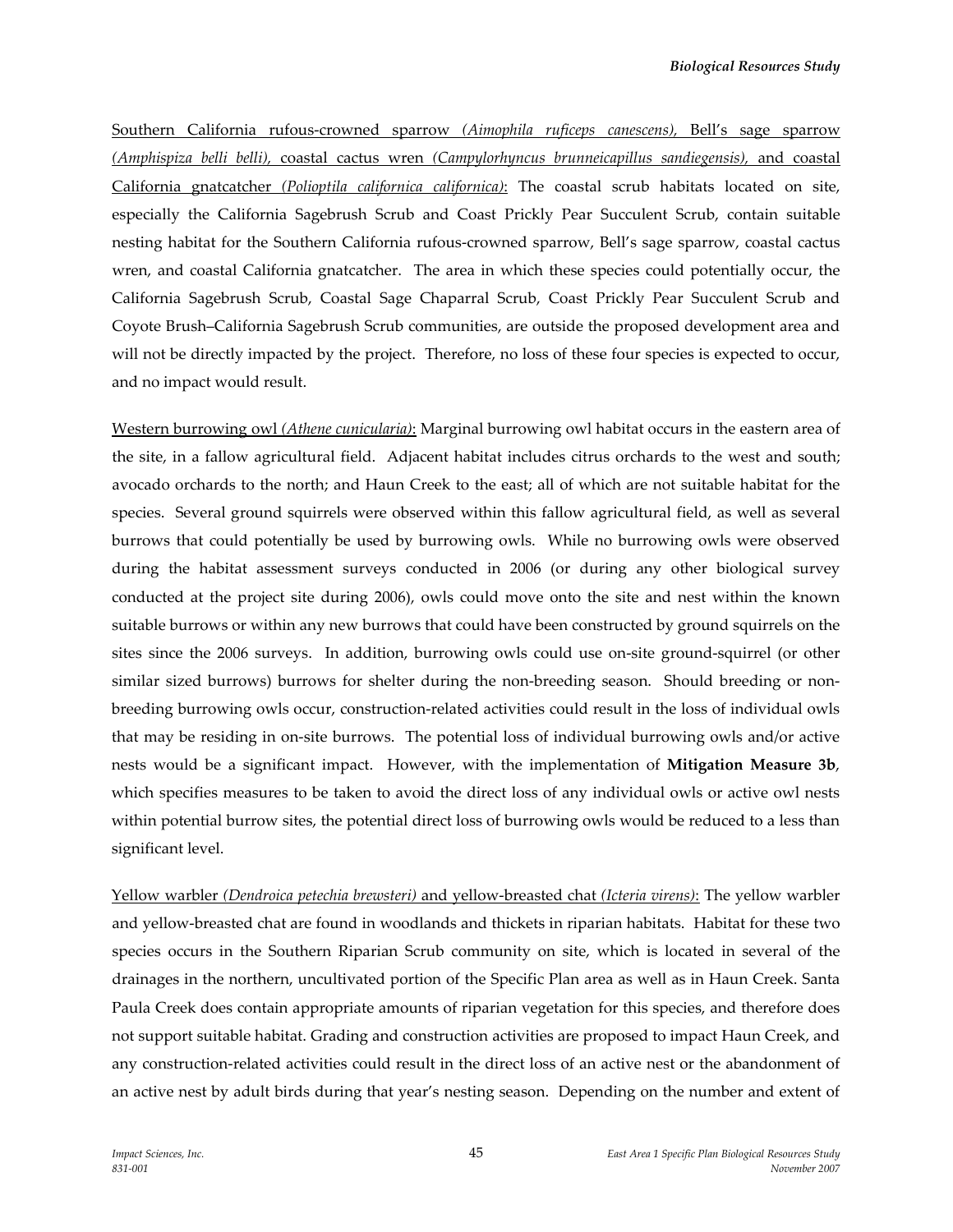<u>Southern California rufous-crowned sparrow *(Aimophila ruficeps canescens)*, Bell's sage sparrow *(Amphispiza belli belli)*, coastal cactus wren *(Campylorhyncus brunneicapillus sandiegensis)*, and coastal California gnatcatcher *(Polioptila californica californica)*</u>: The coastal scrub habitats located on site, especially the California Sagebrush Scrub and Coast Prickly Pear Succulent Scrub, contain suitable nesting habitat for the Southern California rufous-crowned sparrow, Bell's sage sparrow, coastal cactus wren, and coastal California gnatcatcher. The area in which these species could potentially occur, the California Sagebrush Scrub, Coastal Sage Chaparral Scrub, Coast Prickly Pear Succulent Scrub and Coyote Brush–California Sagebrush Scrub communities, are outside the proposed development area and will not be directly impacted by the project. Therefore, no loss of these four species is expected to occur, and no impact would result.

<u>Western burrowing owl *(Athene cunicularia)*</u>: Marginal burrowing owl habitat occurs in the eastern area of the site, in a fallow agricultural field. Adjacent habitat includes citrus orchards to the west and south; avocado orchards to the north; and Haun Creek to the east; all of which are not suitable habitat for the species. Several ground squirrels were observed within this fallow agricultural field, as well as several burrows that could potentially be used by burrowing owls. While no burrowing owls were observed during the habitat assessment surveys conducted in 2006 (or during any other biological survey conducted at the project site during 2006), owls could move onto the site and nest within the known suitable burrows or within any new burrows that could have been constructed by ground squirrels on the sites since the 2006 surveys. In addition, burrowing owls could use on-site ground-squirrel (or other similar sized burrows) burrows for shelter during the non-breeding season. Should breeding or non-breeding burrowing owls occur, construction-related activities could result in the loss of individual owls that may be residing in on-site burrows. The potential loss of individual burrowing owls and/or active nests would be a significant impact. However, with the implementation of **Mitigation Measure 3b**, which specifies measures to be taken to avoid the direct loss of any individual owls or active owl nests within potential burrow sites, the potential direct loss of burrowing owls would be reduced to a less than significant level.

<u>Yellow warbler *(Dendroica petechia brewsteri)* and yellow-breasted chat *(Icteria virens)*</u>: The yellow warbler and yellow-breasted chat are found in woodlands and thickets in riparian habitats. Habitat for these two species occurs in the Southern Riparian Scrub community on site, which is located in several of the drainages in the northern, uncultivated portion of the Specific Plan area as well as in Haun Creek. Santa Paula Creek does contain appropriate amounts of riparian vegetation for this species, and therefore does not support suitable habitat. Grading and construction activities are proposed to impact Haun Creek, and any construction-related activities could result in the direct loss of an active nest or the abandonment of an active nest by adult birds during that year's nesting season. Depending on the number and extent of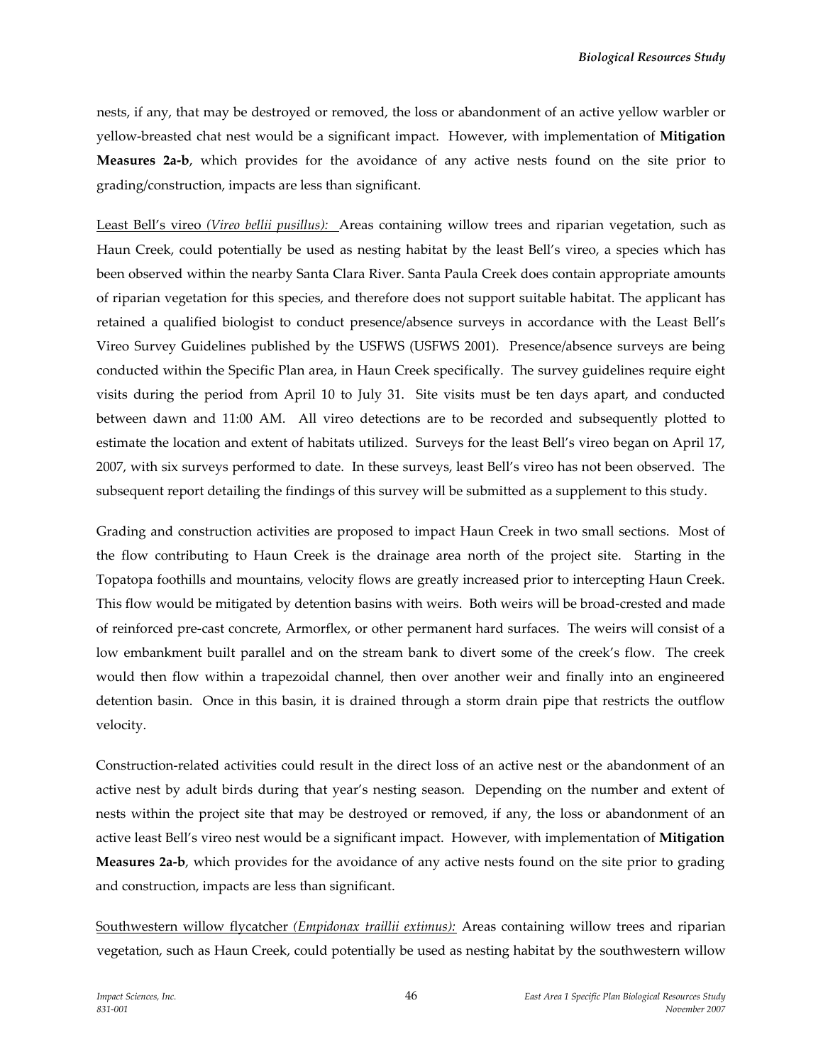nests, if any, that may be destroyed or removed, the loss or abandonment of an active yellow warbler or yellow-breasted chat nest would be a significant impact. However, with implementation of **Mitigation Measures 2a-b**, which provides for the avoidance of any active nests found on the site prior to grading/construction, impacts are less than significant.

Least Bell's vireo *(Vireo bellii pusillus):* Areas containing willow trees and riparian vegetation, such as Haun Creek, could potentially be used as nesting habitat by the least Bell's vireo, a species which has been observed within the nearby Santa Clara River. Santa Paula Creek does contain appropriate amounts of riparian vegetation for this species, and therefore does not support suitable habitat. The applicant has retained a qualified biologist to conduct presence/absence surveys in accordance with the Least Bell's Vireo Survey Guidelines published by the USFWS (USFWS 2001). Presence/absence surveys are being conducted within the Specific Plan area, in Haun Creek specifically. The survey guidelines require eight visits during the period from April 10 to July 31. Site visits must be ten days apart, and conducted between dawn and 11:00 AM. All vireo detections are to be recorded and subsequently plotted to estimate the location and extent of habitats utilized. Surveys for the least Bell's vireo began on April 17, 2007, with six surveys performed to date. In these surveys, least Bell's vireo has not been observed. The subsequent report detailing the findings of this survey will be submitted as a supplement to this study.

Grading and construction activities are proposed to impact Haun Creek in two small sections. Most of the flow contributing to Haun Creek is the drainage area north of the project site. Starting in the Topatopa foothills and mountains, velocity flows are greatly increased prior to intercepting Haun Creek. This flow would be mitigated by detention basins with weirs. Both weirs will be broad-crested and made of reinforced pre-cast concrete, Armorflex, or other permanent hard surfaces. The weirs will consist of a low embankment built parallel and on the stream bank to divert some of the creek's flow. The creek would then flow within a trapezoidal channel, then over another weir and finally into an engineered detention basin. Once in this basin, it is drained through a storm drain pipe that restricts the outflow velocity.

Construction-related activities could result in the direct loss of an active nest or the abandonment of an active nest by adult birds during that year's nesting season. Depending on the number and extent of nests within the project site that may be destroyed or removed, if any, the loss or abandonment of an active least Bell's vireo nest would be a significant impact. However, with implementation of **Mitigation Measures 2a-b**, which provides for the avoidance of any active nests found on the site prior to grading and construction, impacts are less than significant.

Southwestern willow flycatcher *(Empidonax traillii extimus):* Areas containing willow trees and riparian vegetation, such as Haun Creek, could potentially be used as nesting habitat by the southwestern willow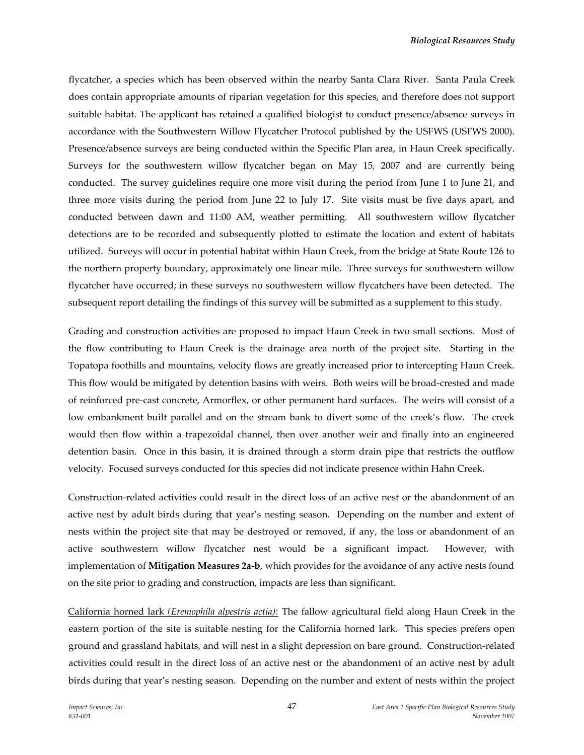flycatcher, a species which has been observed within the nearby Santa Clara River. Santa Paula Creek does contain appropriate amounts of riparian vegetation for this species, and therefore does not support suitable habitat. The applicant has retained a qualified biologist to conduct presence/absence surveys in accordance with the Southwestern Willow Flycatcher Protocol published by the USFWS (USFWS 2000). Presence/absence surveys are being conducted within the Specific Plan area, in Haun Creek specifically. Surveys for the southwestern willow flycatcher began on May 15, 2007 and are currently being conducted. The survey guidelines require one more visit during the period from June 1 to June 21, and three more visits during the period from June 22 to July 17. Site visits must be five days apart, and conducted between dawn and 11:00 AM, weather permitting. All southwestern willow flycatcher detections are to be recorded and subsequently plotted to estimate the location and extent of habitats utilized. Surveys will occur in potential habitat within Haun Creek, from the bridge at State Route 126 to the northern property boundary, approximately one linear mile. Three surveys for southwestern willow flycatcher have occurred; in these surveys no southwestern willow flycatchers have been detected. The subsequent report detailing the findings of this survey will be submitted as a supplement to this study.

Grading and construction activities are proposed to impact Haun Creek in two small sections. Most of the flow contributing to Haun Creek is the drainage area north of the project site. Starting in the Topatopa foothills and mountains, velocity flows are greatly increased prior to intercepting Haun Creek. This flow would be mitigated by detention basins with weirs. Both weirs will be broad-crested and made of reinforced pre-cast concrete, Armorflex, or other permanent hard surfaces. The weirs will consist of a low embankment built parallel and on the stream bank to divert some of the creek's flow. The creek would then flow within a trapezoidal channel, then over another weir and finally into an engineered detention basin. Once in this basin, it is drained through a storm drain pipe that restricts the outflow velocity. Focused surveys conducted for this species did not indicate presence within Hahn Creek.

Construction-related activities could result in the direct loss of an active nest or the abandonment of an active nest by adult birds during that year's nesting season. Depending on the number and extent of nests within the project site that may be destroyed or removed, if any, the loss or abandonment of an active southwestern willow flycatcher nest would be a significant impact. However, with implementation of **Mitigation Measures 2a-b**, which provides for the avoidance of any active nests found on the site prior to grading and construction, impacts are less than significant.

<u>California horned lark *(Eremophila alpestris actia):*</u> The fallow agricultural field along Haun Creek in the eastern portion of the site is suitable nesting for the California horned lark. This species prefers open ground and grassland habitats, and will nest in a slight depression on bare ground. Construction-related activities could result in the direct loss of an active nest or the abandonment of an active nest by adult birds during that year's nesting season. Depending on the number and extent of nests within the project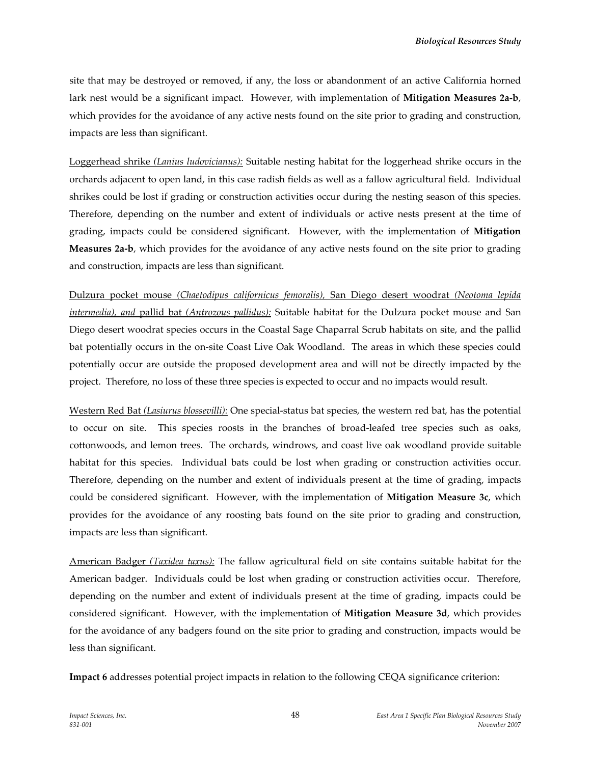site that may be destroyed or removed, if any, the loss or abandonment of an active California horned lark nest would be a significant impact. However, with implementation of **Mitigation Measures 2a-b**, which provides for the avoidance of any active nests found on the site prior to grading and construction, impacts are less than significant.

Loggerhead shrike *(Lanius ludovicianus):* Suitable nesting habitat for the loggerhead shrike occurs in the orchards adjacent to open land, in this case radish fields as well as a fallow agricultural field. Individual shrikes could be lost if grading or construction activities occur during the nesting season of this species. Therefore, depending on the number and extent of individuals or active nests present at the time of grading, impacts could be considered significant. However, with the implementation of **Mitigation Measures 2a-b**, which provides for the avoidance of any active nests found on the site prior to grading and construction, impacts are less than significant.

Dulzura pocket mouse *(Chaetodipus californicus femoralis),* San Diego desert woodrat *(Neotoma lepida intermedia), and* pallid bat *(Antrozous pallidus):* Suitable habitat for the Dulzura pocket mouse and San Diego desert woodrat species occurs in the Coastal Sage Chaparral Scrub habitats on site, and the pallid bat potentially occurs in the on-site Coast Live Oak Woodland. The areas in which these species could potentially occur are outside the proposed development area and will not be directly impacted by the project. Therefore, no loss of these three species is expected to occur and no impacts would result.

Western Red Bat *(Lasiurus blossevilli):* One special-status bat species, the western red bat, has the potential to occur on site. This species roosts in the branches of broad-leafed tree species such as oaks, cottonwoods, and lemon trees. The orchards, windrows, and coast live oak woodland provide suitable habitat for this species. Individual bats could be lost when grading or construction activities occur. Therefore, depending on the number and extent of individuals present at the time of grading, impacts could be considered significant. However, with the implementation of **Mitigation Measure 3c**, which provides for the avoidance of any roosting bats found on the site prior to grading and construction, impacts are less than significant.

American Badger *(Taxidea taxus):* The fallow agricultural field on site contains suitable habitat for the American badger. Individuals could be lost when grading or construction activities occur. Therefore, depending on the number and extent of individuals present at the time of grading, impacts could be considered significant. However, with the implementation of **Mitigation Measure 3d**, which provides for the avoidance of any badgers found on the site prior to grading and construction, impacts would be less than significant.

**Impact 6** addresses potential project impacts in relation to the following CEQA significance criterion: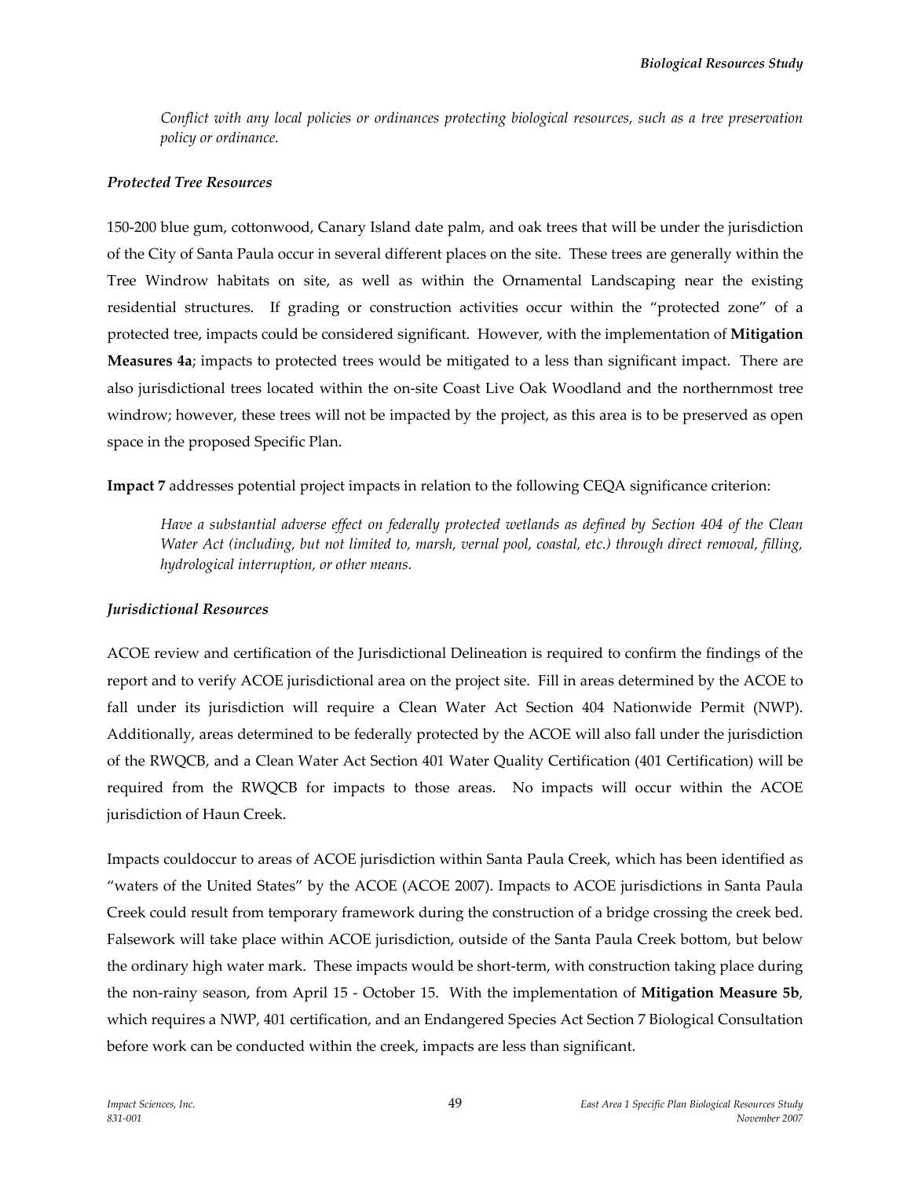*Conflict with any local policies or ordinances protecting biological resources, such as a tree preservation policy or ordinance.*

***Protected Tree Resources***

150-200 blue gum, cottonwood, Canary Island date palm, and oak trees that will be under the jurisdiction of the City of Santa Paula occur in several different places on the site. These trees are generally within the Tree Windrow habitats on site, as well as within the Ornamental Landscaping near the existing residential structures. If grading or construction activities occur within the "protected zone" of a protected tree, impacts could be considered significant. However, with the implementation of **Mitigation Measures 4a**; impacts to protected trees would be mitigated to a less than significant impact. There are also jurisdictional trees located within the on-site Coast Live Oak Woodland and the northernmost tree windrow; however, these trees will not be impacted by the project, as this area is to be preserved as open space in the proposed Specific Plan.

**Impact 7** addresses potential project impacts in relation to the following CEQA significance criterion:

*Have a substantial adverse effect on federally protected wetlands as defined by Section 404 of the Clean Water Act (including, but not limited to, marsh, vernal pool, coastal, etc.) through direct removal, filling, hydrological interruption, or other means.*

***Jurisdictional Resources***

ACOE review and certification of the Jurisdictional Delineation is required to confirm the findings of the report and to verify ACOE jurisdictional area on the project site. Fill in areas determined by the ACOE to fall under its jurisdiction will require a Clean Water Act Section 404 Nationwide Permit (NWP). Additionally, areas determined to be federally protected by the ACOE will also fall under the jurisdiction of the RWQCB, and a Clean Water Act Section 401 Water Quality Certification (401 Certification) will be required from the RWQCB for impacts to those areas. No impacts will occur within the ACOE jurisdiction of Haun Creek.

Impacts couldoccur to areas of ACOE jurisdiction within Santa Paula Creek, which has been identified as "waters of the United States" by the ACOE (ACOE 2007). Impacts to ACOE jurisdictions in Santa Paula Creek could result from temporary framework during the construction of a bridge crossing the creek bed. Falsework will take place within ACOE jurisdiction, outside of the Santa Paula Creek bottom, but below the ordinary high water mark. These impacts would be short-term, with construction taking place during the non-rainy season, from April 15 - October 15. With the implementation of **Mitigation Measure 5b**, which requires a NWP, 401 certification, and an Endangered Species Act Section 7 Biological Consultation before work can be conducted within the creek, impacts are less than significant.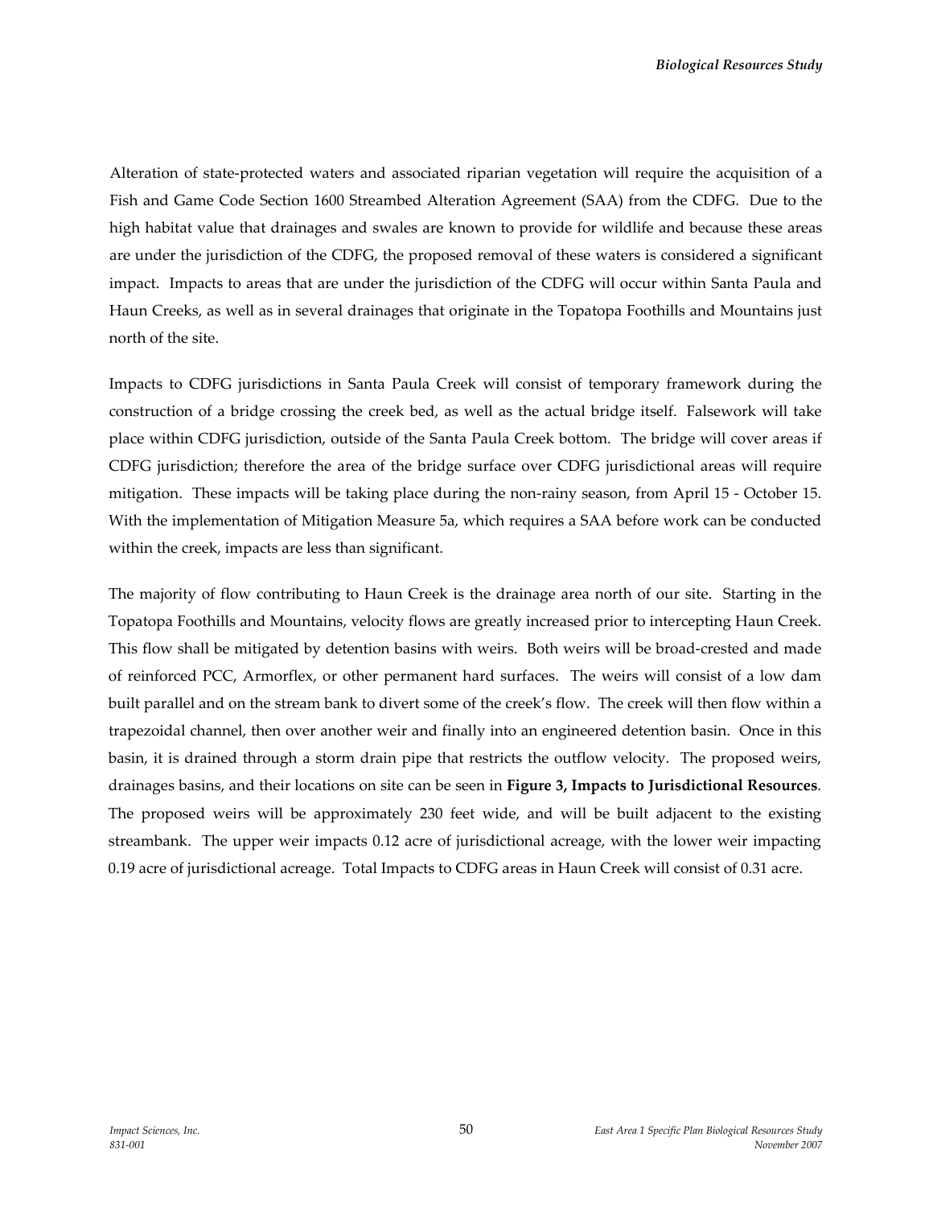Alteration of state-protected waters and associated riparian vegetation will require the acquisition of a Fish and Game Code Section 1600 Streambed Alteration Agreement (SAA) from the CDFG. Due to the high habitat value that drainages and swales are known to provide for wildlife and because these areas are under the jurisdiction of the CDFG, the proposed removal of these waters is considered a significant impact. Impacts to areas that are under the jurisdiction of the CDFG will occur within Santa Paula and Haun Creeks, as well as in several drainages that originate in the Topatopa Foothills and Mountains just north of the site.

Impacts to CDFG jurisdictions in Santa Paula Creek will consist of temporary framework during the construction of a bridge crossing the creek bed, as well as the actual bridge itself. Falsework will take place within CDFG jurisdiction, outside of the Santa Paula Creek bottom. The bridge will cover areas if CDFG jurisdiction; therefore the area of the bridge surface over CDFG jurisdictional areas will require mitigation. These impacts will be taking place during the non-rainy season, from April 15 - October 15. With the implementation of Mitigation Measure 5a, which requires a SAA before work can be conducted within the creek, impacts are less than significant.

The majority of flow contributing to Haun Creek is the drainage area north of our site. Starting in the Topatopa Foothills and Mountains, velocity flows are greatly increased prior to intercepting Haun Creek. This flow shall be mitigated by detention basins with weirs. Both weirs will be broad-crested and made of reinforced PCC, Armorflex, or other permanent hard surfaces. The weirs will consist of a low dam built parallel and on the stream bank to divert some of the creek's flow. The creek will then flow within a trapezoidal channel, then over another weir and finally into an engineered detention basin. Once in this basin, it is drained through a storm drain pipe that restricts the outflow velocity. The proposed weirs, drainages basins, and their locations on site can be seen in **Figure 3, Impacts to Jurisdictional Resources**. The proposed weirs will be approximately 230 feet wide, and will be built adjacent to the existing streambank. The upper weir impacts 0.12 acre of jurisdictional acreage, with the lower weir impacting 0.19 acre of jurisdictional acreage. Total Impacts to CDFG areas in Haun Creek will consist of 0.31 acre.